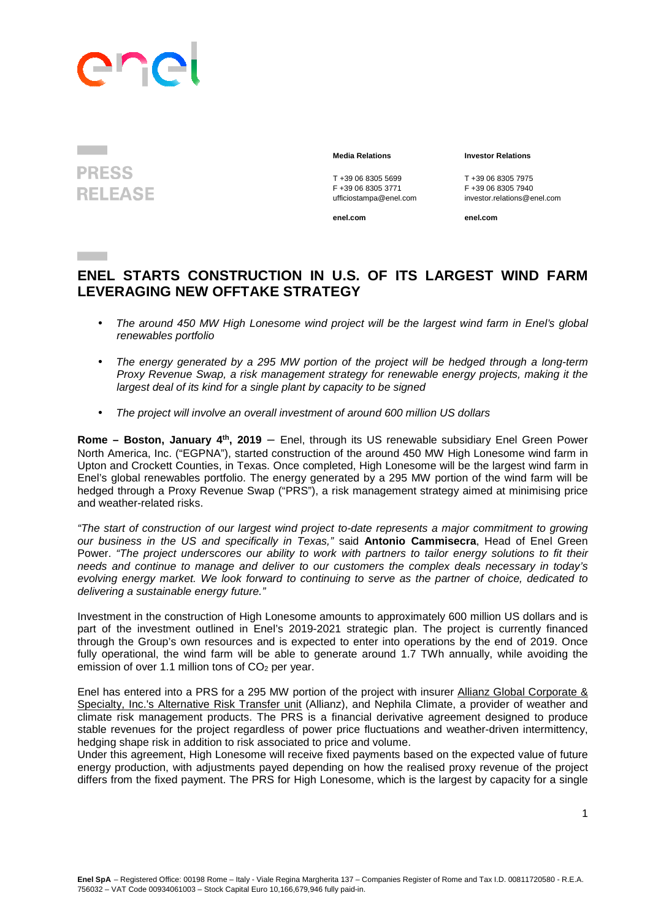PRESS RELEASE

**Media Relations**

T +39 06 8305 5699
F +39 06 8305 3771
ufficiostampa@enel.com

**enel.com**

**Investor Relations**

T +39 06 8305 7975
F +39 06 8305 7940
investor.relations@enel.com

**enel.com**

# ENEL STARTS CONSTRUCTION IN U.S. OF ITS LARGEST WIND FARM LEVERAGING NEW OFFTAKE STRATEGY

- *The around 450 MW High Lonesome wind project will be the largest wind farm in Enel's global renewables portfolio*
- *The energy generated by a 295 MW portion of the project will be hedged through a long-term Proxy Revenue Swap, a risk management strategy for renewable energy projects, making it the largest deal of its kind for a single plant by capacity to be signed*
- *The project will involve an overall investment of around 600 million US dollars*

**Rome – Boston, January 4th, 2019** – Enel, through its US renewable subsidiary Enel Green Power North America, Inc. ("EGPNA"), started construction of the around 450 MW High Lonesome wind farm in Upton and Crockett Counties, in Texas. Once completed, High Lonesome will be the largest wind farm in Enel's global renewables portfolio. The energy generated by a 295 MW portion of the wind farm will be hedged through a Proxy Revenue Swap ("PRS"), a risk management strategy aimed at minimising price and weather-related risks.

*"The start of construction of our largest wind project to-date represents a major commitment to growing our business in the US and specifically in Texas,"* said **Antonio Cammisecra**, Head of Enel Green Power. *"The project underscores our ability to work with partners to tailor energy solutions to fit their needs and continue to manage and deliver to our customers the complex deals necessary in today's evolving energy market. We look forward to continuing to serve as the partner of choice, dedicated to delivering a sustainable energy future."*

Investment in the construction of High Lonesome amounts to approximately 600 million US dollars and is part of the investment outlined in Enel's 2019-2021 strategic plan. The project is currently financed through the Group's own resources and is expected to enter into operations by the end of 2019. Once fully operational, the wind farm will be able to generate around 1.7 TWh annually, while avoiding the emission of over 1.1 million tons of $CO_2$ per year.

Enel has entered into a PRS for a 295 MW portion of the project with insurer Allianz Global Corporate & Specialty, Inc.'s Alternative Risk Transfer unit (Allianz), and Nephila Climate, a provider of weather and climate risk management products. The PRS is a financial derivative agreement designed to produce stable revenues for the project regardless of power price fluctuations and weather-driven intermittency, hedging shape risk in addition to risk associated to price and volume.

Under this agreement, High Lonesome will receive fixed payments based on the expected value of future energy production, with adjustments payed depending on how the realised proxy revenue of the project differs from the fixed payment. The PRS for High Lonesome, which is the largest by capacity for a single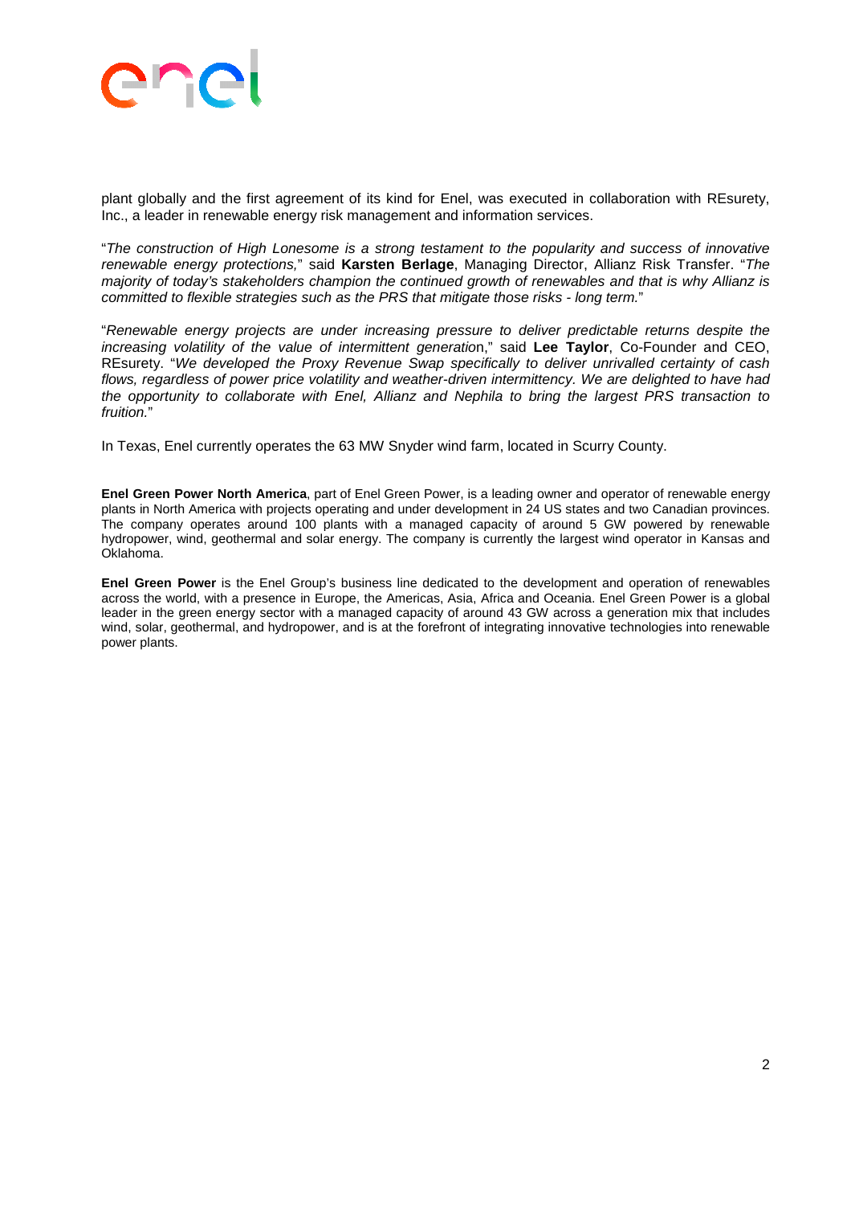plant globally and the first agreement of its kind for Enel, was executed in collaboration with REsurety, Inc., a leader in renewable energy risk management and information services.

"*The construction of High Lonesome is a strong testament to the popularity and success of innovative renewable energy protections,*" said **Karsten Berlage**, Managing Director, Allianz Risk Transfer. "*The majority of today's stakeholders champion the continued growth of renewables and that is why Allianz is committed to flexible strategies such as the PRS that mitigate those risks - long term.*"

"*Renewable energy projects are under increasing pressure to deliver predictable returns despite the increasing volatility of the value of intermittent generatio*n," said **Lee Taylor**, Co-Founder and CEO, REsurety. "*We developed the Proxy Revenue Swap specifically to deliver unrivalled certainty of cash flows, regardless of power price volatility and weather-driven intermittency. We are delighted to have had the opportunity to collaborate with Enel, Allianz and Nephila to bring the largest PRS transaction to fruition.*"

In Texas, Enel currently operates the 63 MW Snyder wind farm, located in Scurry County.

**Enel Green Power North America**, part of Enel Green Power, is a leading owner and operator of renewable energy plants in North America with projects operating and under development in 24 US states and two Canadian provinces. The company operates around 100 plants with a managed capacity of around 5 GW powered by renewable hydropower, wind, geothermal and solar energy. The company is currently the largest wind operator in Kansas and Oklahoma.

**Enel Green Power** is the Enel Group's business line dedicated to the development and operation of renewables across the world, with a presence in Europe, the Americas, Asia, Africa and Oceania. Enel Green Power is a global leader in the green energy sector with a managed capacity of around 43 GW across a generation mix that includes wind, solar, geothermal, and hydropower, and is at the forefront of integrating innovative technologies into renewable power plants.